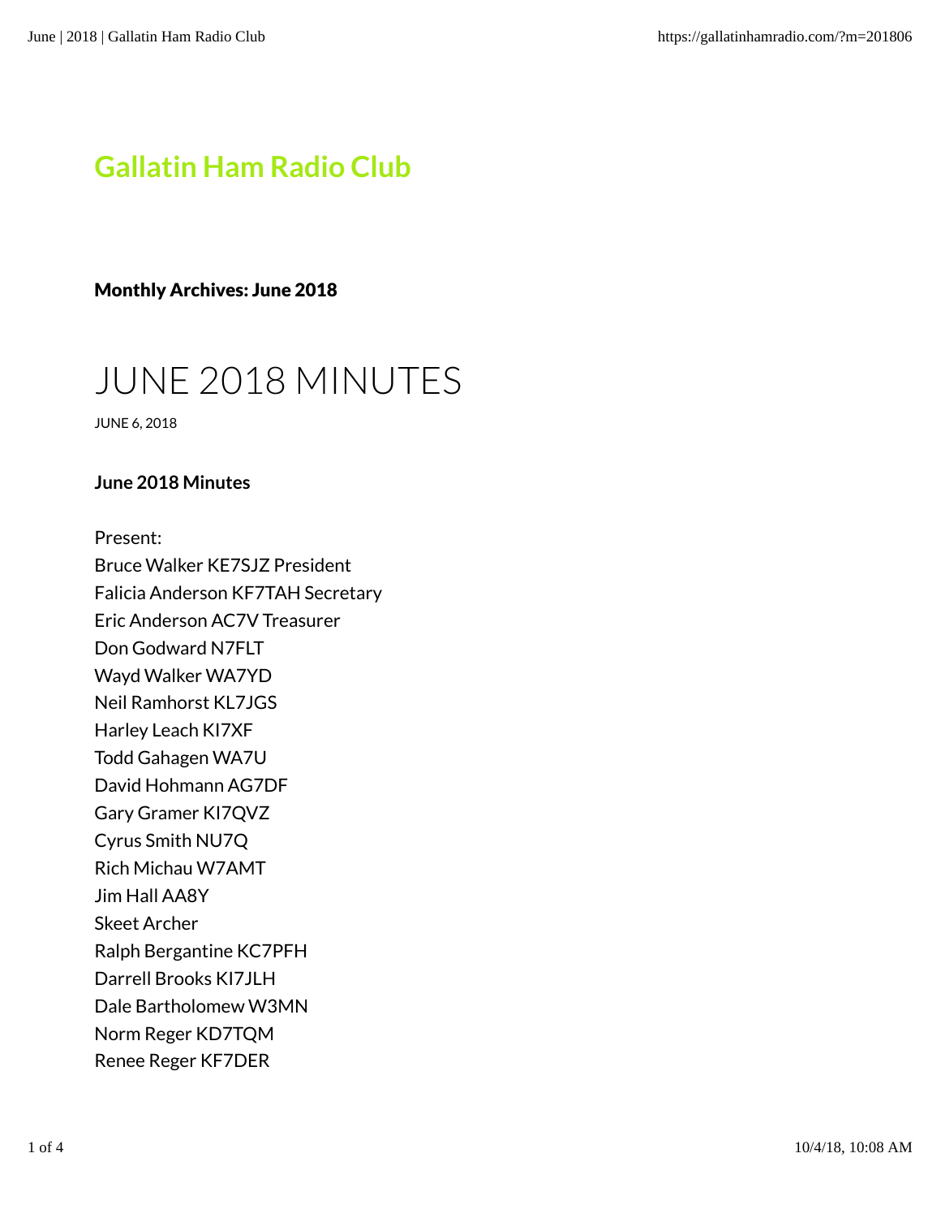# Gallatin Ham Radio Club

### Monthly Archives: June 2018

# JUNE 2018 MINUTES

JUNE 6, 2018

**June 2018 Minutes**

Present:
Bruce Walker KE7SJZ President
Falicia Anderson KF7TAH Secretary
Eric Anderson AC7V Treasurer
Don Godward N7FLT
Wayd Walker WA7YD
Neil Ramhorst KL7JGS
Harley Leach KI7XF
Todd Gahagen WA7U
David Hohmann AG7DF
Gary Gramer KI7QVZ
Cyrus Smith NU7Q
Rich Michau W7AMT
Jim Hall AA8Y
Skeet Archer
Ralph Bergantine KC7PFH
Darrell Brooks KI7JLH
Dale Bartholomew W3MN
Norm Reger KD7TQM
Renee Reger KF7DER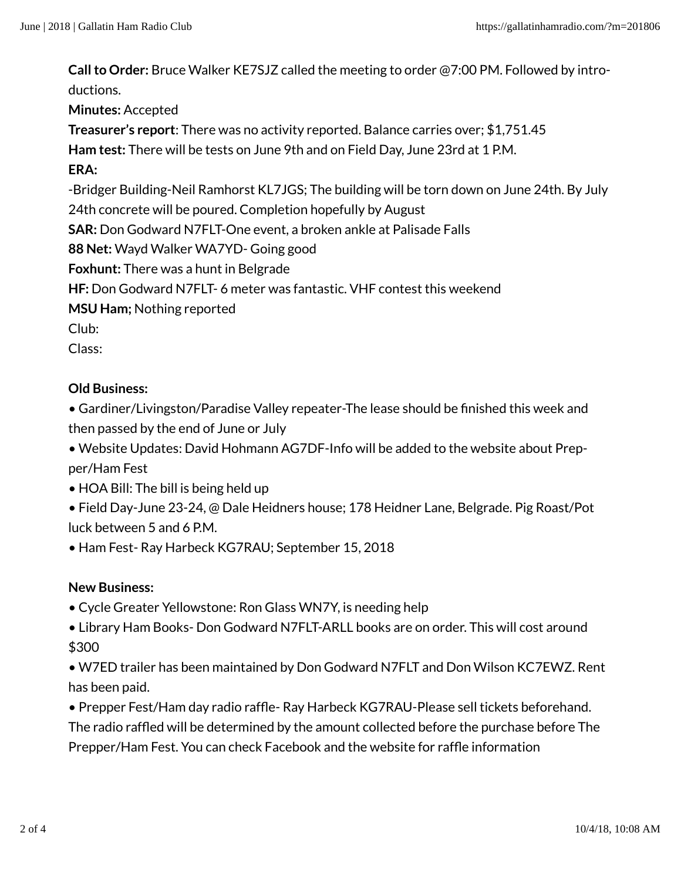**Call to Order:** Bruce Walker KE7SJZ called the meeting to order @7:00 PM. Followed by introductions.

**Minutes:** Accepted

**Treasurer's report**: There was no activity reported. Balance carries over; $1,751.45

**Ham test:** There will be tests on June 9th and on Field Day, June 23rd at 1 P.M.

**ERA:**

-Bridger Building-Neil Ramhorst KL7JGS; The building will be torn down on June 24th. By July 24th concrete will be poured. Completion hopefully by August

**SAR:** Don Godward N7FLT-One event, a broken ankle at Palisade Falls

**88 Net:** Wayd Walker WA7YD- Going good

**Foxhunt:** There was a hunt in Belgrade

**HF:** Don Godward N7FLT- 6 meter was fantastic. VHF contest this weekend

**MSU Ham;** Nothing reported

Club:

Class:

**Old Business:**

- Gardiner/Livingston/Paradise Valley repeater-The lease should be finished this week and then passed by the end of June or July
- Website Updates: David Hohmann AG7DF-Info will be added to the website about Prepper/Ham Fest
- HOA Bill: The bill is being held up
- Field Day-June 23-24, @ Dale Heidners house; 178 Heidner Lane, Belgrade. Pig Roast/Pot luck between 5 and 6 P.M.
- Ham Fest- Ray Harbeck KG7RAU; September 15, 2018

**New Business:**

- Cycle Greater Yellowstone: Ron Glass WN7Y, is needing help
- Library Ham Books- Don Godward N7FLT-ARLL books are on order. This will cost around $300
- W7ED trailer has been maintained by Don Godward N7FLT and Don Wilson KC7EWZ. Rent has been paid.
- Prepper Fest/Ham day radio raffle- Ray Harbeck KG7RAU-Please sell tickets beforehand. The radio raffled will be determined by the amount collected before the purchase before The Prepper/Ham Fest. You can check Facebook and the website for raffle information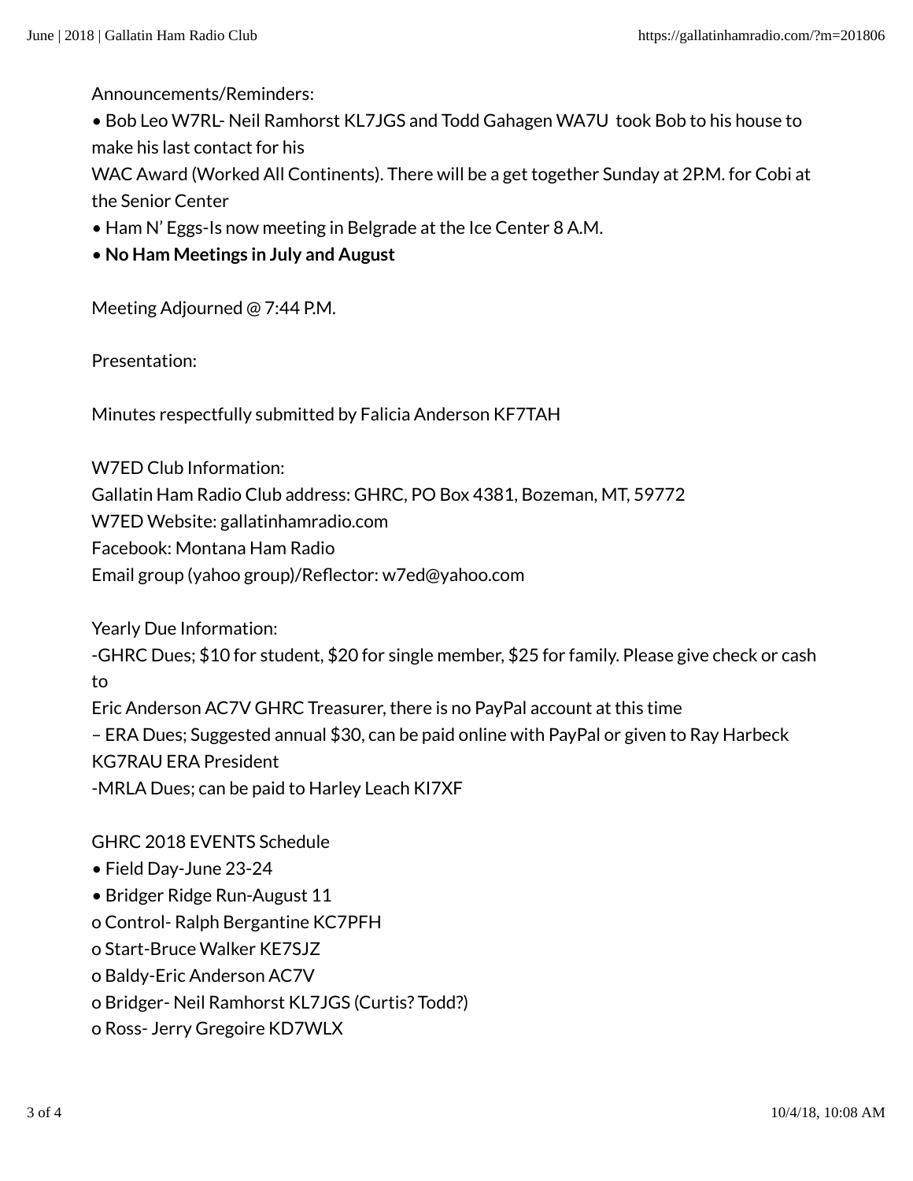Announcements/Reminders:

- Bob Leo W7RL- Neil Ramhorst KL7JGS and Todd Gahagen WA7U took Bob to his house to make his last contact for his WAC Award (Worked All Continents). There will be a get together Sunday at 2P.M. for Cobi at the Senior Center
- Ham N' Eggs-Is now meeting in Belgrade at the Ice Center 8 A.M.
- **No Ham Meetings in July and August**

Meeting Adjourned @ 7:44 P.M.

Presentation:

Minutes respectfully submitted by Falicia Anderson KF7TAH

W7ED Club Information:
Gallatin Ham Radio Club address: GHRC, PO Box 4381, Bozeman, MT, 59772
W7ED Website: gallatinhamradio.com
Facebook: Montana Ham Radio
Email group (yahoo group)/Reflector: w7ed@yahoo.com

Yearly Due Information:
-GHRC Dues; $10 for student, $20 for single member, $25 for family. Please give check or cash to
Eric Anderson AC7V GHRC Treasurer, there is no PayPal account at this time
– ERA Dues; Suggested annual $30, can be paid online with PayPal or given to Ray Harbeck KG7RAU ERA President
-MRLA Dues; can be paid to Harley Leach KI7XF

GHRC 2018 EVENTS Schedule

- Field Day-June 23-24
- Bridger Ridge Run-August 11
  - Control- Ralph Bergantine KC7PFH
  - Start-Bruce Walker KE7SJZ
  - Baldy-Eric Anderson AC7V
  - Bridger- Neil Ramhorst KL7JGS (Curtis? Todd?)
  - Ross- Jerry Gregoire KD7WLX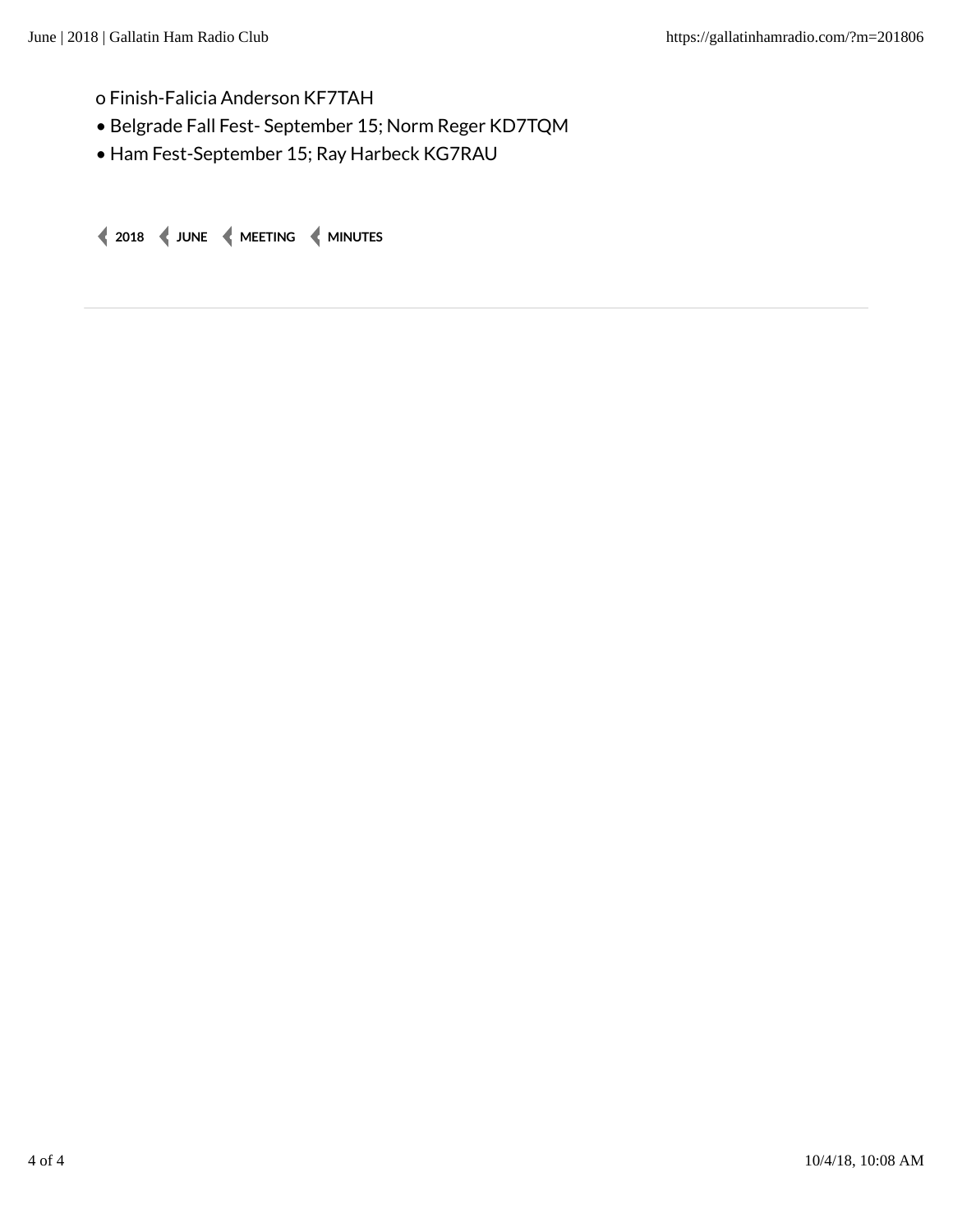- Finish-Falicia Anderson KF7TAH
- Belgrade Fall Fest- September 15; Norm Reger KD7TQM
- Ham Fest-September 15; Ray Harbeck KG7RAU

**2018** **JUNE** **MEETING** **MINUTES**